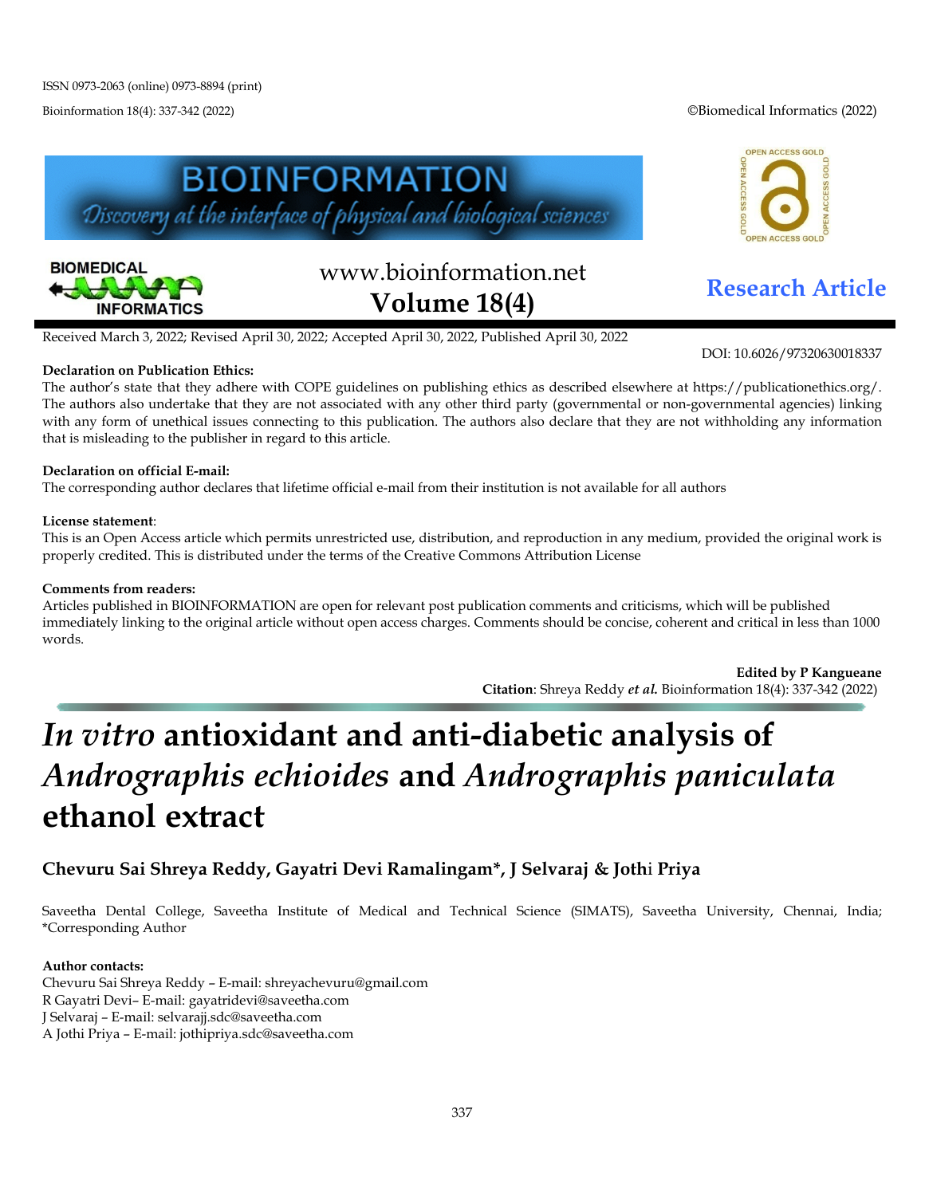ISSN 0973-2063 (online) 0973-8894 (print)

Bioinformation 18(4): 337-342 (2022)

©Biomedical Informatics (2022)

www.bioinformation.net
**Volume 18(4)**

**Research Article**

Received March 3, 2022; Revised April 30, 2022; Accepted April 30, 2022, Published April 30, 2022

DOI: 10.6026/97320630018337

**Declaration on Publication Ethics:**
The author's state that they adhere with COPE guidelines on publishing ethics as described elsewhere at https://publicationethics.org/. The authors also undertake that they are not associated with any other third party (governmental or non-governmental agencies) linking with any form of unethical issues connecting to this publication. The authors also declare that they are not withholding any information that is misleading to the publisher in regard to this article.

**Declaration on official E-mail:**
The corresponding author declares that lifetime official e-mail from their institution is not available for all authors

**License statement**:
This is an Open Access article which permits unrestricted use, distribution, and reproduction in any medium, provided the original work is properly credited. This is distributed under the terms of the Creative Commons Attribution License

**Comments from readers:**
Articles published in BIOINFORMATION are open for relevant post publication comments and criticisms, which will be published immediately linking to the original article without open access charges. Comments should be concise, coherent and critical in less than 1000 words.

**Edited by P Kangueane**
**Citation**: Shreya Reddy ***et al.*** Bioinformation 18(4): 337-342 (2022)

# *In vitro* antioxidant and anti-diabetic analysis of *Andrographis echioides* and *Andrographis paniculata* ethanol extract

**Chevuru Sai Shreya Reddy, Gayatri Devi Ramalingam*, J Selvaraj & Jothi Priya**

Saveetha Dental College, Saveetha Institute of Medical and Technical Science (SIMATS), Saveetha University, Chennai, India; *Corresponding Author

**Author contacts:**
Chevuru Sai Shreya Reddy – E-mail: shreyachevuru@gmail.com
R Gayatri Devi– E-mail: gayatridevi@saveetha.com
J Selvaraj – E-mail: selvarajj.sdc@saveetha.com
A Jothi Priya – E-mail: jothipriya.sdc@saveetha.com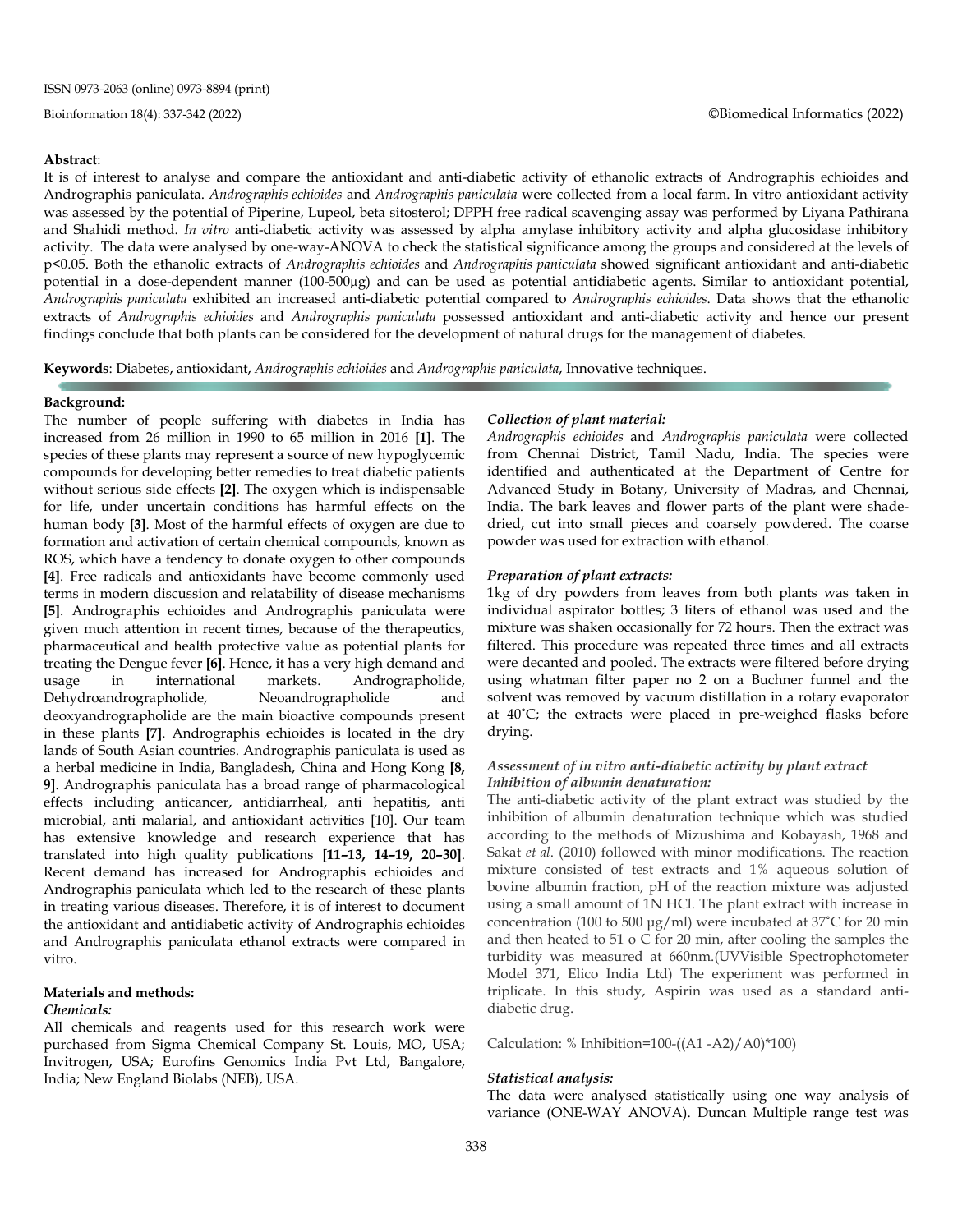**Abstract**:

It is of interest to analyse and compare the antioxidant and anti-diabetic activity of ethanolic extracts of Andrographis echioides and Andrographis paniculata. *Andrographis echioides* and *Andrographis paniculata* were collected from a local farm. In vitro antioxidant activity was assessed by the potential of Piperine, Lupeol, beta sitosterol; DPPH free radical scavenging assay was performed by Liyana Pathirana and Shahidi method. *In vitro* anti-diabetic activity was assessed by alpha amylase inhibitory activity and alpha glucosidase inhibitory activity. The data were analysed by one-way-ANOVA to check the statistical significance among the groups and considered at the levels of p<0.05. Both the ethanolic extracts of *Andrographis echioides* and *Andrographis paniculata* showed significant antioxidant and anti-diabetic potential in a dose-dependent manner (100-500µg) and can be used as potential antidiabetic agents. Similar to antioxidant potential, *Andrographis paniculata* exhibited an increased anti-diabetic potential compared to *Andrographis echioides*. Data shows that the ethanolic extracts of *Andrographis echioides* and *Andrographis paniculata* possessed antioxidant and anti-diabetic activity and hence our present findings conclude that both plants can be considered for the development of natural drugs for the management of diabetes.

**Keywords**: Diabetes, antioxidant, *Andrographis echioides* and *Andrographis paniculata*, Innovative techniques.

**Background:**

The number of people suffering with diabetes in India has increased from 26 million in 1990 to 65 million in 2016 **[1]**. The species of these plants may represent a source of new hypoglycemic compounds for developing better remedies to treat diabetic patients without serious side effects **[2]**. The oxygen which is indispensable for life, under uncertain conditions has harmful effects on the human body **[3]**. Most of the harmful effects of oxygen are due to formation and activation of certain chemical compounds, known as ROS, which have a tendency to donate oxygen to other compounds **[4]**. Free radicals and antioxidants have become commonly used terms in modern discussion and relatability of disease mechanisms **[5]**. Andrographis echioides and Andrographis paniculata were given much attention in recent times, because of the therapeutics, pharmaceutical and health protective value as potential plants for treating the Dengue fever **[6]**. Hence, it has a very high demand and usage in international markets. Andrographolide, Dehydroandrographolide, Neoandrographolide and deoxyandrographolide are the main bioactive compounds present in these plants **[7]**. Andrographis echioides is located in the dry lands of South Asian countries. Andrographis paniculata is used as a herbal medicine in India, Bangladesh, China and Hong Kong **[8, 9]**. Andrographis paniculata has a broad range of pharmacological effects including anticancer, antidiarrheal, anti hepatitis, anti microbial, anti malarial, and antioxidant activities [10]. Our team has extensive knowledge and research experience that has translated into high quality publications **[11–13, 14–19, 20–30]**. Recent demand has increased for Andrographis echioides and Andrographis paniculata which led to the research of these plants in treating various diseases. Therefore, it is of interest to document the antioxidant and antidiabetic activity of Andrographis echioides and Andrographis paniculata ethanol extracts were compared in vitro.

**Materials and methods:**

***Chemicals:***

All chemicals and reagents used for this research work were purchased from Sigma Chemical Company St. Louis, MO, USA; Invitrogen, USA; Eurofins Genomics India Pvt Ltd, Bangalore, India; New England Biolabs (NEB), USA.

***Collection of plant material:***

*Andrographis echioides* and *Andrographis paniculata* were collected from Chennai District, Tamil Nadu, India. The species were identified and authenticated at the Department of Centre for Advanced Study in Botany, University of Madras, and Chennai, India. The bark leaves and flower parts of the plant were shade-dried, cut into small pieces and coarsely powdered. The coarse powder was used for extraction with ethanol.

***Preparation of plant extracts:***

1kg of dry powders from leaves from both plants was taken in individual aspirator bottles; 3 liters of ethanol was used and the mixture was shaken occasionally for 72 hours. Then the extract was filtered. This procedure was repeated three times and all extracts were decanted and pooled. The extracts were filtered before drying using whatman filter paper no 2 on a Buchner funnel and the solvent was removed by vacuum distillation in a rotary evaporator at 40˚C; the extracts were placed in pre-weighed flasks before drying.

***Assessment of in vitro anti-diabetic activity by plant extract***

***Inhibition of albumin denaturation:***

The anti-diabetic activity of the plant extract was studied by the inhibition of albumin denaturation technique which was studied according to the methods of Mizushima and Kobayash, 1968 and Sakat *et al*. (2010) followed with minor modifications. The reaction mixture consisted of test extracts and 1% aqueous solution of bovine albumin fraction, pH of the reaction mixture was adjusted using a small amount of 1N HCl. The plant extract with increase in concentration (100 to 500 µg/ml) were incubated at 37˚C for 20 min and then heated to 51 o C for 20 min, after cooling the samples the turbidity was measured at 660nm.(UVVisible Spectrophotometer Model 371, Elico India Ltd) The experiment was performed in triplicate. In this study, Aspirin was used as a standard anti-diabetic drug.

Calculation: % Inhibition=100-((A1 -A2)/A0)*100)

***Statistical analysis:***

The data were analysed statistically using one way analysis of variance (ONE-WAY ANOVA). Duncan Multiple range test was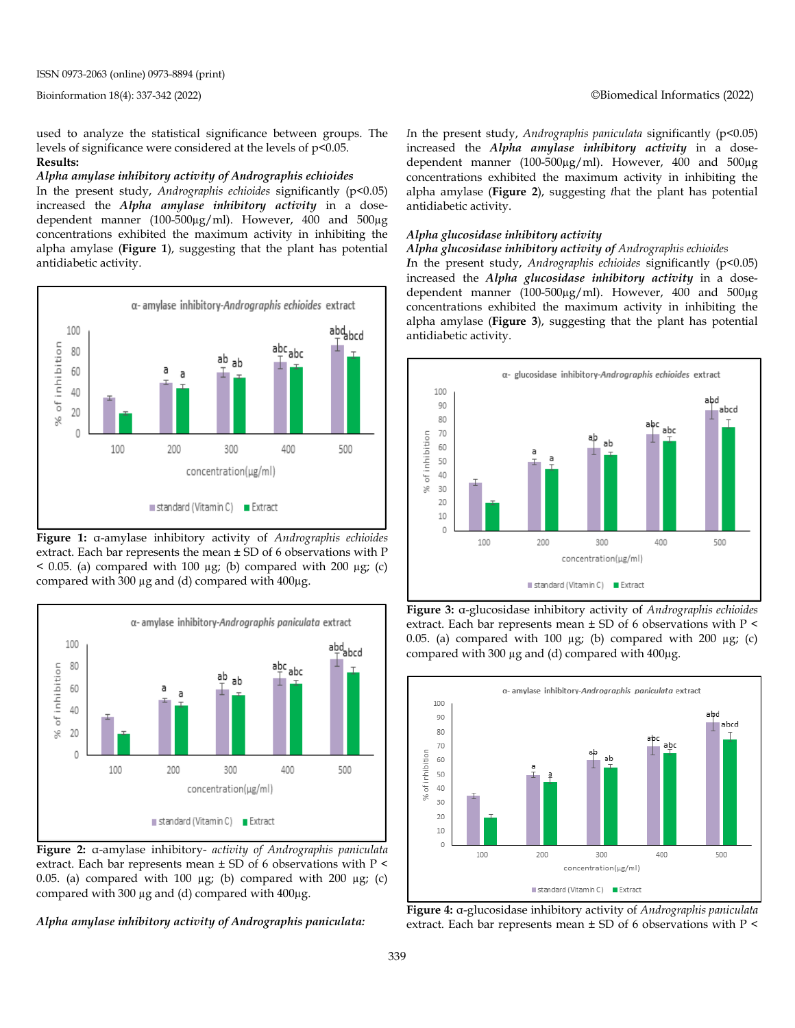used to analyze the statistical significance between groups. The levels of significance were considered at the levels of $p<0.05$.

**Results:**

***Alpha amylase inhibitory activity of Andrographis echioides***

In the present study, *Andrographis echioides* significantly ($p<0.05$) increased the ***Alpha amylase inhibitory activity*** in a dose-dependent manner (100-500µg/ml). However, 400 and 500µg concentrations exhibited the maximum activity in inhibiting the alpha amylase (**Figure 1**), suggesting that the plant has potential antidiabetic activity.

α- amylase inhibitory-*Andrographis echioides* extract

% of inhibition

100
80
60
40
20
0

a a
ab ab
abc abc
abd abcd

100 200 300 400 500

concentration(µg/ml)

standard (Vitamin C) Extract

**Figure 1:** α-amylase inhibitory activity of *Andrographis echioides* extract. Each bar represents the mean ± SD of 6 observations with $P < 0.05$. (a) compared with 100 µg; (b) compared with 200 µg; (c) compared with 300 µg and (d) compared with 400µg.

α- amylase inhibitory-*Andrographis paniculata* extract

% of inhibition

100
80
60
40
20
0

a a
ab ab
abc abc
abd abcd

100 200 300 400 500

concentration(µg/ml)

standard (Vitamin C) Extract

**Figure 2:** α-amylase inhibitory- *activity of Andrographis paniculata* extract. Each bar represents mean ± SD of 6 observations with $P < 0.05$. (a) compared with 100 µg; (b) compared with 200 µg; (c) compared with 300 µg and (d) compared with 400µg.

***Alpha amylase inhibitory activity of Andrographis paniculata:***

In the present study, *Andrographis paniculata* significantly ($p<0.05$) increased the ***Alpha amylase inhibitory activity*** in a dose-dependent manner (100-500µg/ml). However, 400 and 500µg concentrations exhibited the maximum activity in inhibiting the alpha amylase (**Figure 2**), suggesting that the plant has potential antidiabetic activity.

***Alpha glucosidase inhibitory activity***

***Alpha glucosidase inhibitory activity of** Andrographis echioides*

In the present study, *Andrographis echioides* significantly ($p<0.05$) increased the ***Alpha glucosidase inhibitory activity*** in a dose-dependent manner (100-500µg/ml). However, 400 and 500µg concentrations exhibited the maximum activity in inhibiting the alpha amylase (**Figure 3**), suggesting that the plant has potential antidiabetic activity.

α- glucosidase inhibitory-*Andrographis echioides* extract

% of inhibition

100
90
80
70
60
50
40
30
20
10
0

a a
ab ab
abc abc
abd abcd

100 200 300 400 500

concentration(µg/ml)

standard (Vitamin C) Extract

**Figure 3:** α-glucosidase inhibitory activity of *Andrographis echioides* extract. Each bar represents mean ± SD of 6 observations with $P < 0.05$. (a) compared with 100 µg; (b) compared with 200 µg; (c) compared with 300 µg and (d) compared with 400µg.

α- amylase inhibitory-*Andrographis paniculata* extract

% of inhibition

100
90
80
70
60
50
40
30
20
10
0

a a
ab ab
abc abc
abd abcd

100 200 300 400 500

concentration(µg/ml)

standard (Vitamin C) Extract

**Figure 4:** α-glucosidase inhibitory activity of *Andrographis paniculata* extract. Each bar represents mean ± SD of 6 observations with $P <$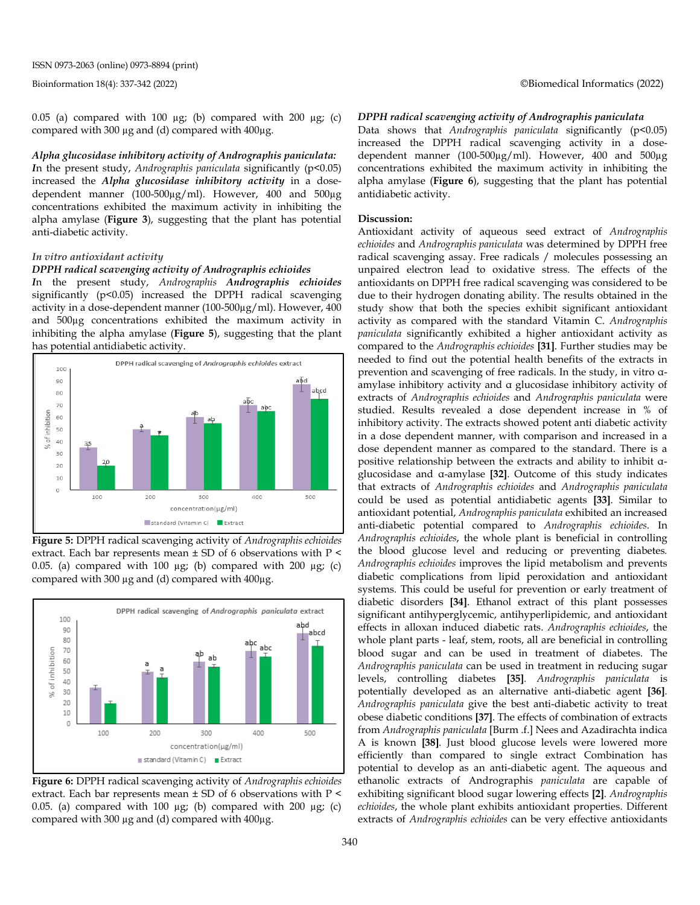0.05 (a) compared with 100 µg; (b) compared with 200 µg; (c) compared with 300 µg and (d) compared with 400µg.

*Alpha glucosidase inhibitory activity of Andrographis paniculata:*

*I*n the present study, *Andrographis paniculata* significantly ($p<0.05$) increased the ***Alpha glucosidase inhibitory activity*** in a dose-dependent manner (100-500µg/ml). However, 400 and 500µg concentrations exhibited the maximum activity in inhibiting the alpha amylase (**Figure 3**), suggesting that the plant has potential anti-diabetic activity.

*In vitro antioxidant activity*

***DPPH radical scavenging activity of Andrographis echioides***

*I*n the present study, *Andrographis* ***Andrographis echioides*** significantly ($p<0.05$) increased the DPPH radical scavenging activity in a dose-dependent manner (100-500µg/ml). However, 400 and 500µg concentrations exhibited the maximum activity in inhibiting the alpha amylase (**Figure 5**), suggesting that the plant has potential antidiabetic activity.

DPPH radical scavenging of *Andrographis echioides* extract

% of inhibition

100
90
80
70
60
50
40
30
20
10
0

35
20
a
a
ab
ab
abc
abc
abd
abcd

100
200
300
400
500

concentration(µg/ml)

standard (Vitamin C)
Extract

**Figure 5:** DPPH radical scavenging activity of *Andrographis echioides* extract. Each bar represents mean ± SD of 6 observations with P < 0.05. (a) compared with 100 µg; (b) compared with 200 µg; (c) compared with 300 µg and (d) compared with 400µg.

DPPH radical scavenging of *Andrographis paniculata* extract

% of inhibition

100
90
80
70
60
50
40
30
20
10
0

a
a
ab
ab
abc
abc
abd
abcd

100
200
300
400
500

concentration(µg/ml)

standard (Vitamin C)
Extract

**Figure 6:** DPPH radical scavenging activity of *Andrographis echioides* extract. Each bar represents mean ± SD of 6 observations with P < 0.05. (a) compared with 100 µg; (b) compared with 200 µg; (c) compared with 300 µg and (d) compared with 400µg.

***DPPH radical scavenging activity of Andrographis paniculata***

Data shows that *Andrographis paniculata* significantly ($p<0.05$) increased the DPPH radical scavenging activity in a dose-dependent manner (100-500µg/ml). However, 400 and 500µg concentrations exhibited the maximum activity in inhibiting the alpha amylase (**Figure 6**), suggesting that the plant has potential antidiabetic activity.

**Discussion:**

Antioxidant activity of aqueous seed extract of *Andrographis echioides* and *Andrographis paniculata* was determined by DPPH free radical scavenging assay. Free radicals / molecules possessing an unpaired electron lead to oxidative stress. The effects of the antioxidants on DPPH free radical scavenging was considered to be due to their hydrogen donating ability. The results obtained in the study show that both the species exhibit significant antioxidant activity as compared with the standard Vitamin C. *Andrographis paniculata* significantly exhibited a higher antioxidant activity as compared to the *Andrographis echioides* **[31]**. Further studies may be needed to find out the potential health benefits of the extracts in prevention and scavenging of free radicals. In the study, in vitro α-amylase inhibitory activity and α glucosidase inhibitory activity of extracts of *Andrographis echioides* and *Andrographis paniculata* were studied. Results revealed a dose dependent increase in % of inhibitory activity. The extracts showed potent anti diabetic activity in a dose dependent manner, with comparison and increased in a dose dependent manner as compared to the standard. There is a positive relationship between the extracts and ability to inhibit α-glucosidase and α-amylase **[32]**. Outcome of this study indicates that extracts of *Andrographis echioides* and *Andrographis paniculata* could be used as potential antidiabetic agents **[33]**. Similar to antioxidant potential, *Andrographis paniculata* exhibited an increased anti-diabetic potential compared to *Andrographis echioides*. In *Andrographis echioides*, the whole plant is beneficial in controlling the blood glucose level and reducing or preventing diabetes. *Andrographis echioides* improves the lipid metabolism and prevents diabetic complications from lipid peroxidation and antioxidant systems. This could be useful for prevention or early treatment of diabetic disorders **[34]**. Ethanol extract of this plant possesses significant antihyperglycemic, antihyperlipidemic, and antioxidant effects in alloxan induced diabetic rats. *Andrographis echioides*, the whole plant parts - leaf, stem, roots, all are beneficial in controlling blood sugar and can be used in treatment of diabetes. The *Andrographis paniculata* can be used in treatment in reducing sugar levels, controlling diabetes **[35]**. *Andrographis paniculata* is potentially developed as an alternative anti-diabetic agent **[36]**. *Andrographis paniculata* give the best anti-diabetic activity to treat obese diabetic conditions **[37]**. The effects of combination of extracts from *Andrographis paniculata* [Burm .f.] Nees and Azadirachta indica A is known **[38]**. Just blood glucose levels were lowered more efficiently than compared to single extract Combination has potential to develop as an anti-diabetic agent. The aqueous and ethanolic extracts of Andrographis *paniculata* are capable of exhibiting significant blood sugar lowering effects **[2]**. *Andrographis echioides*, the whole plant exhibits antioxidant properties. Different extracts of *Andrographis echioides* can be very effective antioxidants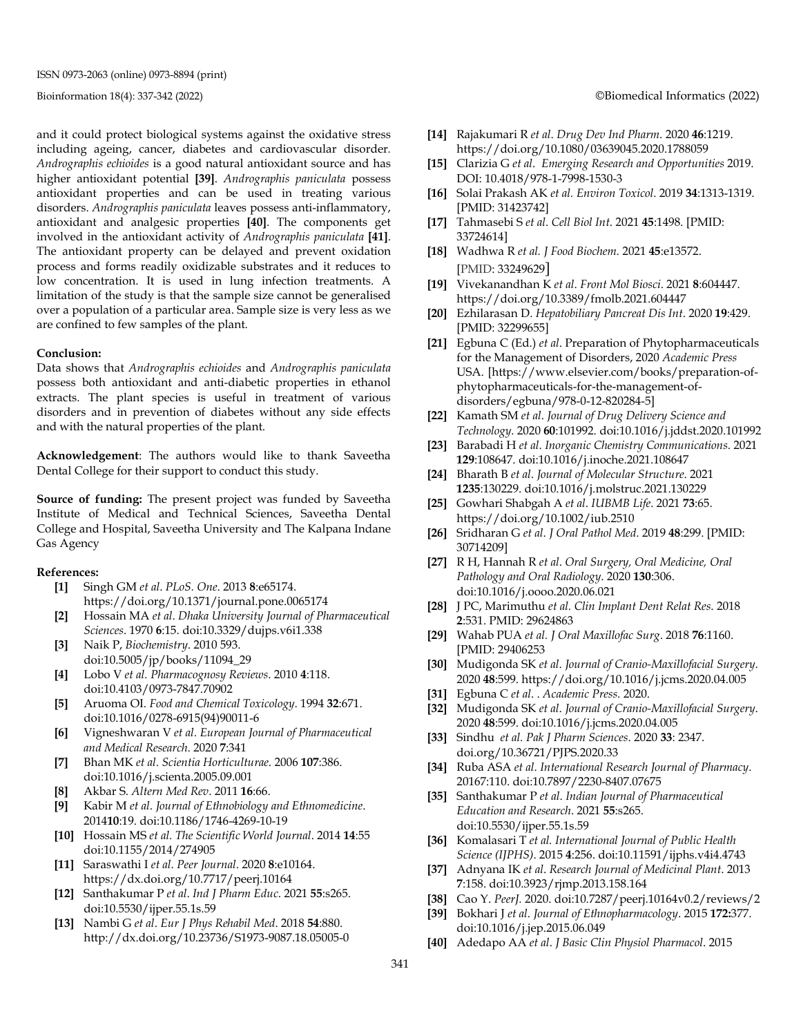and it could protect biological systems against the oxidative stress including ageing, cancer, diabetes and cardiovascular disorder. *Andrographis echioides* is a good natural antioxidant source and has higher antioxidant potential **[39]**. *Andrographis paniculata* possess antioxidant properties and can be used in treating various disorders. *Andrographis paniculata* leaves possess anti-inflammatory, antioxidant and analgesic properties **[40]**. The components get involved in the antioxidant activity of *Andrographis paniculata* **[41]**. The antioxidant property can be delayed and prevent oxidation process and forms readily oxidizable substrates and it reduces to low concentration. It is used in lung infection treatments. A limitation of the study is that the sample size cannot be generalised over a population of a particular area. Sample size is very less as we are confined to few samples of the plant.

**Conclusion:**

Data shows that *Andrographis echioides* and *Andrographis paniculata* possess both antioxidant and anti-diabetic properties in ethanol extracts. The plant species is useful in treatment of various disorders and in prevention of diabetes without any side effects and with the natural properties of the plant.

**Acknowledgement**: The authors would like to thank Saveetha Dental College for their support to conduct this study.

**Source of funding:** The present project was funded by Saveetha Institute of Medical and Technical Sciences, Saveetha Dental College and Hospital, Saveetha University and The Kalpana Indane Gas Agency

**References:**

- **[1]** Singh GM *et al*. *PLoS. One*. 2013 **8**:e65174. https://doi.org/10.1371/journal.pone.0065174
- **[2]** Hossain MA *et al*. *Dhaka University Journal of Pharmaceutical Sciences*. 1970 **6**:15. doi:10.3329/dujps.v6i1.338
- **[3]** Naik P, *Biochemistry*. 2010 593. doi:10.5005/jp/books/11094_29
- **[4]** Lobo V *et al*. *Pharmacognosy Reviews*. 2010 **4**:118. doi:10.4103/0973-7847.70902
- **[5]** Aruoma OI. *Food and Chemical Toxicology*. 1994 **32**:671. doi:10.1016/0278-6915(94)90011-6
- **[6]** Vigneshwaran V *et al*. *European Journal of Pharmaceutical and Medical Research*. 2020 **7**:341
- **[7]** Bhan MK *et al*. *Scientia Horticulturae*. 2006 **107**:386. doi:10.1016/j.scienta.2005.09.001
- **[8]** Akbar S. *Altern Med Rev*. 2011 **16**:66.
- **[9]** Kabir M *et al*. *Journal of Ethnobiology and Ethnomedicine*. 2014**10**:19. doi:10.1186/1746-4269-10-19
- **[10]** Hossain MS *et al*. *The Scientific World Journal*. 2014 **14**:55 doi:10.1155/2014/274905
- **[11]** Saraswathi I *et al*. *Peer Journal*. 2020 **8**:e10164. https://dx.doi.org/10.7717/peerj.10164
- **[12]** Santhakumar P *et al*. *Ind J Pharm Educ*. 2021 **55**:s265. doi:10.5530/ijper.55.1s.59
- **[13]** Nambi G *et al*. *Eur J Phys Rehabil Med*. 2018 **54**:880. http://dx.doi.org/10.23736/S1973-9087.18.05005-0
- **[14]** Rajakumari R *et al*. *Drug Dev Ind Pharm*. 2020 **46**:1219. https://doi.org/10.1080/03639045.2020.1788059
- **[15]** Clarizia G *et al*. *Emerging Research and Opportunities* 2019. DOI: 10.4018/978-1-7998-1530-3
- **[16]** Solai Prakash AK *et al*. *Environ Toxicol*. 2019 **34**:1313-1319. [PMID: 31423742]
- **[17]** Tahmasebi S *et al*. *Cell Biol Int*. 2021 **45**:1498. [PMID: 33724614]
- **[18]** Wadhwa R *et al*. *J Food Biochem*. 2021 **45**:e13572. [PMID: 33249629]
- **[19]** Vivekanandhan K *et al*. *Front Mol Biosci*. 2021 **8**:604447. https://doi.org/10.3389/fmolb.2021.604447
- **[20]** Ezhilarasan D. *Hepatobiliary Pancreat Dis Int*. 2020 **19**:429. [PMID: 32299655]
- **[21]** Egbuna C (Ed.) *et al*. Preparation of Phytopharmaceuticals for the Management of Disorders, 2020 *Academic Press* USA. [https://www.elsevier.com/books/preparation-of-phytopharmaceuticals-for-the-management-of-disorders/egbuna/978-0-12-820284-5]
- **[22]** Kamath SM *et al*. *Journal of Drug Delivery Science and Technology*. 2020 **60**:101992. doi:10.1016/j.jddst.2020.101992
- **[23]** Barabadi H *et al*. *Inorganic Chemistry Communications*. 2021 **129**:108647. doi:10.1016/j.inoche.2021.108647
- **[24]** Bharath B *et al*. *Journal of Molecular Structure*. 2021 **1235**:130229. doi:10.1016/j.molstruc.2021.130229
- **[25]** Gowhari Shabgah A *et al*. *IUBMB Life*. 2021 **73**:65. https://doi.org/10.1002/iub.2510
- **[26]** Sridharan G *et al*. *J Oral Pathol Med*. 2019 **48**:299. [PMID: 30714209]
- **[27]** R H, Hannah R *et al*. *Oral Surgery, Oral Medicine, Oral Pathology and Oral Radiology*. 2020 **130**:306. doi:10.1016/j.oooo.2020.06.021
- **[28]** J PC, Marimuthu *et al*. *Clin Implant Dent Relat Res*. 2018 **2**:531. PMID: 29624863
- **[29]** Wahab PUA *et al*. *J Oral Maxillofac Surg*. 2018 **76**:1160. [PMID: 29406253
- **[30]** Mudigonda SK *et al*. *Journal of Cranio-Maxillofacial Surgery*. 2020 **48**:599. https://doi.org/10.1016/j.jcms.2020.04.005
- **[31]** Egbuna C *et al*. . *Academic Press*. 2020.
- **[32]** Mudigonda SK *et al*. *Journal of Cranio-Maxillofacial Surgery*. 2020 **48**:599. doi:10.1016/j.jcms.2020.04.005
- **[33]** Sindhu *et al*. *Pak J Pharm Sciences*. 2020 **33**: 2347. doi.org/10.36721/PJPS.2020.33
- **[34]** Ruba ASA *et al*. *International Research Journal of Pharmacy*. 20167:110. doi:10.7897/2230-8407.07675
- **[35]** Santhakumar P *et al*. *Indian Journal of Pharmaceutical Education and Research*. 2021 **55**:s265. doi:10.5530/ijper.55.1s.59
- **[36]** Komalasari T *et al*. *International Journal of Public Health Science (IJPHS)*. 2015 **4**:256. doi:10.11591/ijphs.v4i4.4743
- **[37]** Adnyana IK *et al*. *Research Journal of Medicinal Plant*. 2013 **7**:158. doi:10.3923/rjmp.2013.158.164
- **[38]** Cao Y. *PeerJ*. 2020. doi:10.7287/peerj.10164v0.2/reviews/2
- **[39]** Bokhari J *et al*. *Journal of Ethnopharmacology*. 2015 **172:**377. doi:10.1016/j.jep.2015.06.049
- **[40]** Adedapo AA *et al*. *J Basic Clin Physiol Pharmacol*. 2015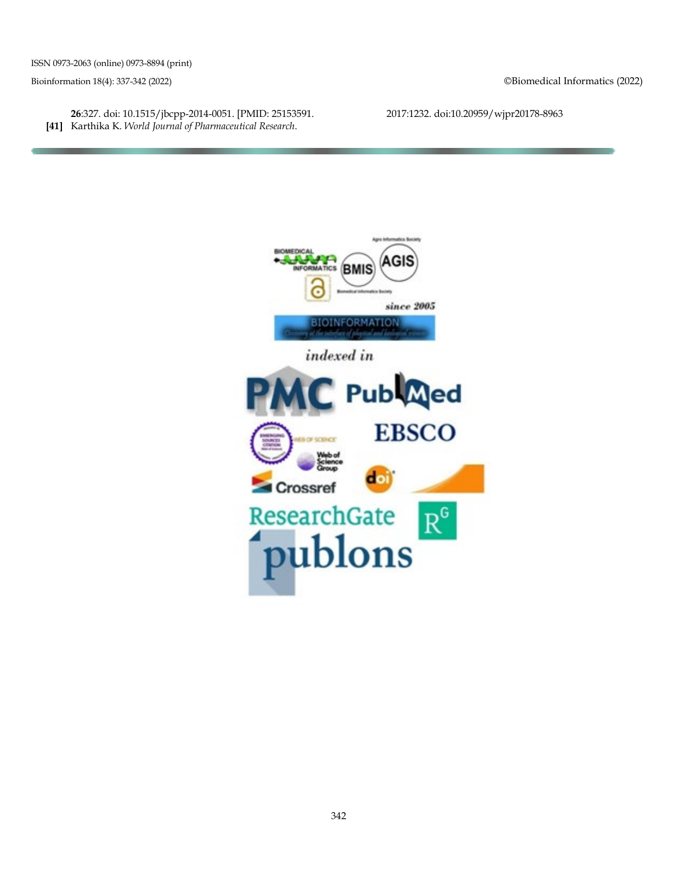**26**:327. doi: 10.1515/jbcpp-2014-0051. [PMID: 25153591.

**[41]** Karthika K. *World Journal of Pharmaceutical Research*. 2017:1232. doi:10.20959/wjpr20178-8963